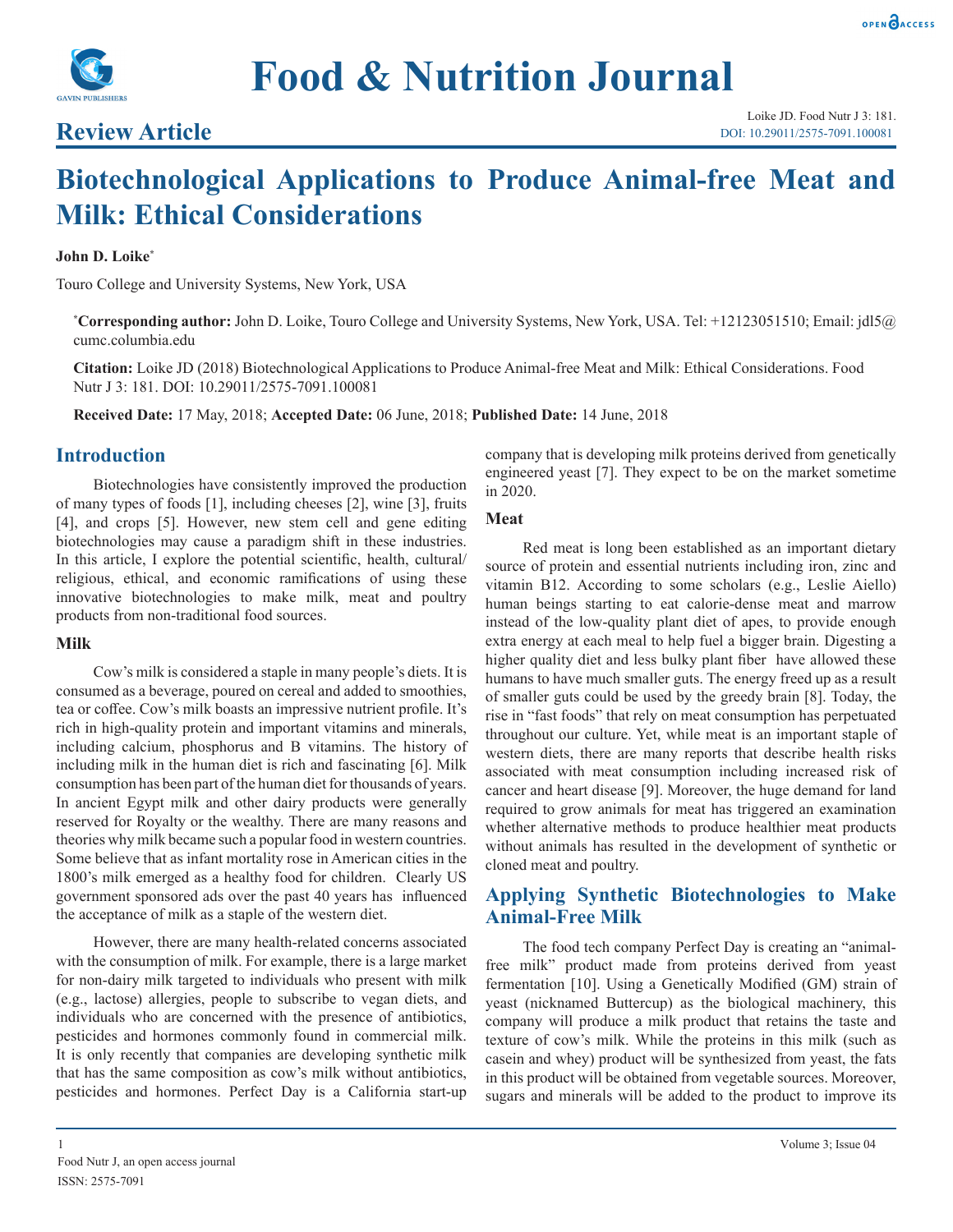# Biotechnological Applications to Produce Animal-free Meat and Milk: Ethical Considerations

**John D. Loike***

Touro College and University Systems, New York, USA

***Corresponding author:** John D. Loike, Touro College and University Systems, New York, USA. Tel: +12123051510; Email: jdl5@cumc.columbia.edu

**Citation:** Loike JD (2018) Biotechnological Applications to Produce Animal-free Meat and Milk: Ethical Considerations. Food Nutr J 3: 181. DOI: 10.29011/2575-7091.100081

**Received Date:** 17 May, 2018; **Accepted Date:** 06 June, 2018; **Published Date:** 14 June, 2018

## Introduction

Biotechnologies have consistently improved the production of many types of foods [1], including cheeses [2], wine [3], fruits [4], and crops [5]. However, new stem cell and gene editing biotechnologies may cause a paradigm shift in these industries. In this article, I explore the potential scientific, health, cultural/religious, ethical, and economic ramifications of using these innovative biotechnologies to make milk, meat and poultry products from non-traditional food sources.

### Milk

Cow's milk is considered a staple in many people's diets. It is consumed as a beverage, poured on cereal and added to smoothies, tea or coffee. Cow's milk boasts an impressive nutrient profile. It's rich in high-quality protein and important vitamins and minerals, including calcium, phosphorus and B vitamins. The history of including milk in the human diet is rich and fascinating [6]. Milk consumption has been part of the human diet for thousands of years. In ancient Egypt milk and other dairy products were generally reserved for Royalty or the wealthy. There are many reasons and theories why milk became such a popular food in western countries. Some believe that as infant mortality rose in American cities in the 1800's milk emerged as a healthy food for children. Clearly US government sponsored ads over the past 40 years has influenced the acceptance of milk as a staple of the western diet.

However, there are many health-related concerns associated with the consumption of milk. For example, there is a large market for non-dairy milk targeted to individuals who present with milk (e.g., lactose) allergies, people to subscribe to vegan diets, and individuals who are concerned with the presence of antibiotics, pesticides and hormones commonly found in commercial milk. It is only recently that companies are developing synthetic milk that has the same composition as cow's milk without antibiotics, pesticides and hormones. Perfect Day is a California start-up company that is developing milk proteins derived from genetically engineered yeast [7]. They expect to be on the market sometime in 2020.

### Meat

Red meat is long been established as an important dietary source of protein and essential nutrients including iron, zinc and vitamin B12. According to some scholars (e.g., Leslie Aiello) human beings starting to eat calorie-dense meat and marrow instead of the low-quality plant diet of apes, to provide enough extra energy at each meal to help fuel a bigger brain. Digesting a higher quality diet and less bulky plant fiber have allowed these humans to have much smaller guts. The energy freed up as a result of smaller guts could be used by the greedy brain [8]. Today, the rise in "fast foods" that rely on meat consumption has perpetuated throughout our culture. Yet, while meat is an important staple of western diets, there are many reports that describe health risks associated with meat consumption including increased risk of cancer and heart disease [9]. Moreover, the huge demand for land required to grow animals for meat has triggered an examination whether alternative methods to produce healthier meat products without animals has resulted in the development of synthetic or cloned meat and poultry.

## Applying Synthetic Biotechnologies to Make Animal-Free Milk

The food tech company Perfect Day is creating an "animal-free milk" product made from proteins derived from yeast fermentation [10]. Using a Genetically Modified (GM) strain of yeast (nicknamed Buttercup) as the biological machinery, this company will produce a milk product that retains the taste and texture of cow's milk. While the proteins in this milk (such as casein and whey) product will be synthesized from yeast, the fats in this product will be obtained from vegetable sources. Moreover, sugars and minerals will be added to the product to improve its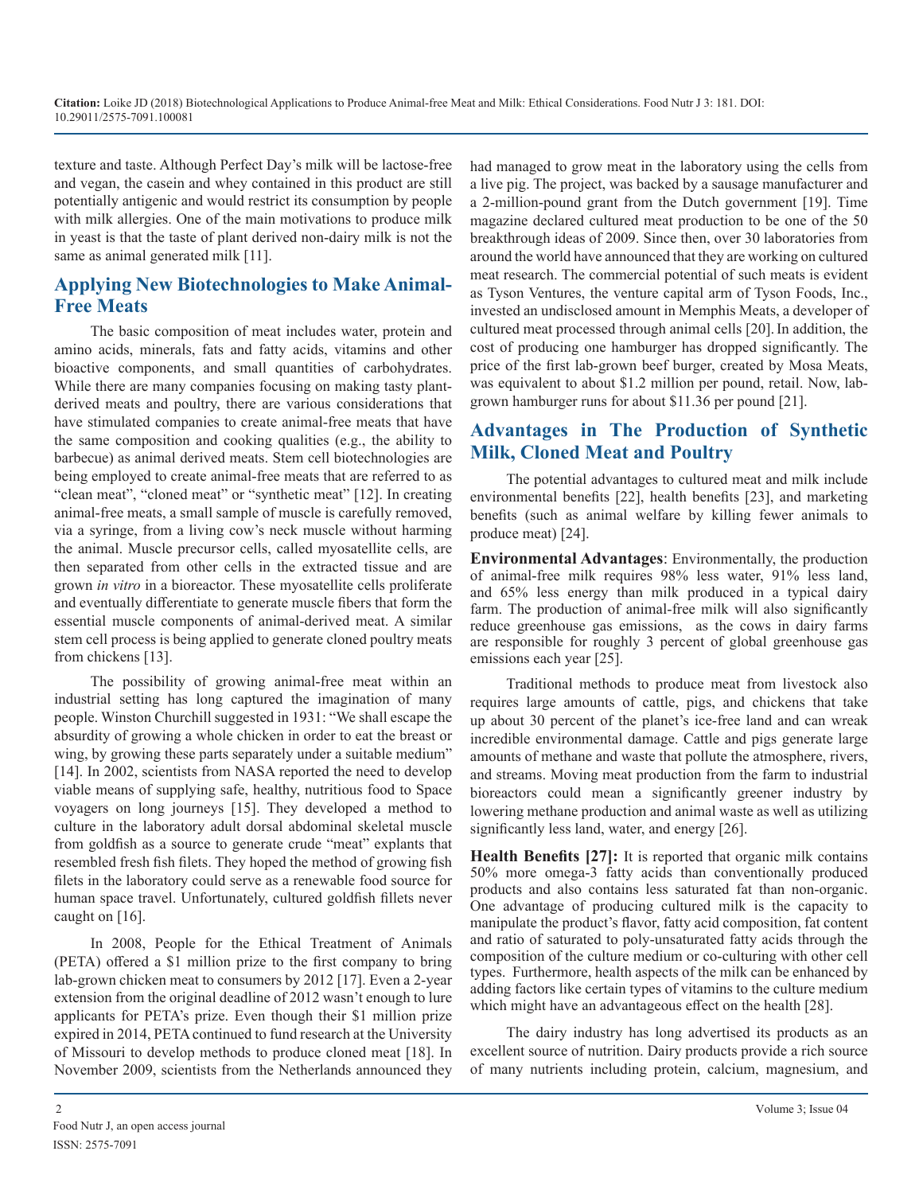texture and taste. Although Perfect Day's milk will be lactose-free and vegan, the casein and whey contained in this product are still potentially antigenic and would restrict its consumption by people with milk allergies. One of the main motivations to produce milk in yeast is that the taste of plant derived non-dairy milk is not the same as animal generated milk [11].

## Applying New Biotechnologies to Make Animal-Free Meats

The basic composition of meat includes water, protein and amino acids, minerals, fats and fatty acids, vitamins and other bioactive components, and small quantities of carbohydrates. While there are many companies focusing on making tasty plant-derived meats and poultry, there are various considerations that have stimulated companies to create animal-free meats that have the same composition and cooking qualities (e.g., the ability to barbecue) as animal derived meats. Stem cell biotechnologies are being employed to create animal-free meats that are referred to as "clean meat", "cloned meat" or "synthetic meat" [12]. In creating animal-free meats, a small sample of muscle is carefully removed, via a syringe, from a living cow's neck muscle without harming the animal. Muscle precursor cells, called myosatellite cells, are then separated from other cells in the extracted tissue and are grown *in vitro* in a bioreactor. These myosatellite cells proliferate and eventually differentiate to generate muscle fibers that form the essential muscle components of animal-derived meat. A similar stem cell process is being applied to generate cloned poultry meats from chickens [13].

The possibility of growing animal-free meat within an industrial setting has long captured the imagination of many people. Winston Churchill suggested in 1931: "We shall escape the absurdity of growing a whole chicken in order to eat the breast or wing, by growing these parts separately under a suitable medium" [14]. In 2002, scientists from NASA reported the need to develop viable means of supplying safe, healthy, nutritious food to Space voyagers on long journeys [15]. They developed a method to culture in the laboratory adult dorsal abdominal skeletal muscle from goldfish as a source to generate crude "meat" explants that resembled fresh fish filets. They hoped the method of growing fish filets in the laboratory could serve as a renewable food source for human space travel. Unfortunately, cultured goldfish fillets never caught on [16].

In 2008, People for the Ethical Treatment of Animals (PETA) offered a $1 million prize to the first company to bring lab-grown chicken meat to consumers by 2012 [17]. Even a 2-year extension from the original deadline of 2012 wasn't enough to lure applicants for PETA's prize. Even though their $1 million prize expired in 2014, PETA continued to fund research at the University of Missouri to develop methods to produce cloned meat [18]. In November 2009, scientists from the Netherlands announced they had managed to grow meat in the laboratory using the cells from a live pig. The project, was backed by a sausage manufacturer and a 2-million-pound grant from the Dutch government [19]. Time magazine declared cultured meat production to be one of the 50 breakthrough ideas of 2009. Since then, over 30 laboratories from around the world have announced that they are working on cultured meat research. The commercial potential of such meats is evident as Tyson Ventures, the venture capital arm of Tyson Foods, Inc., invested an undisclosed amount in Memphis Meats, a developer of cultured meat processed through animal cells [20]. In addition, the cost of producing one hamburger has dropped significantly. The price of the first lab-grown beef burger, created by Mosa Meats, was equivalent to about $1.2 million per pound, retail. Now, lab-grown hamburger runs for about $11.36 per pound [21].

## Advantages in The Production of Synthetic Milk, Cloned Meat and Poultry

The potential advantages to cultured meat and milk include environmental benefits [22], health benefits [23], and marketing benefits (such as animal welfare by killing fewer animals to produce meat) [24].

**Environmental Advantages**: Environmentally, the production of animal-free milk requires 98% less water, 91% less land, and 65% less energy than milk produced in a typical dairy farm. The production of animal-free milk will also significantly reduce greenhouse gas emissions, as the cows in dairy farms are responsible for roughly 3 percent of global greenhouse gas emissions each year [25].

Traditional methods to produce meat from livestock also requires large amounts of cattle, pigs, and chickens that take up about 30 percent of the planet's ice-free land and can wreak incredible environmental damage. Cattle and pigs generate large amounts of methane and waste that pollute the atmosphere, rivers, and streams. Moving meat production from the farm to industrial bioreactors could mean a significantly greener industry by lowering methane production and animal waste as well as utilizing significantly less land, water, and energy [26].

**Health Benefits [27]:** It is reported that organic milk contains 50% more omega-3 fatty acids than conventionally produced products and also contains less saturated fat than non-organic. One advantage of producing cultured milk is the capacity to manipulate the product's flavor, fatty acid composition, fat content and ratio of saturated to poly-unsaturated fatty acids through the composition of the culture medium or co-culturing with other cell types. Furthermore, health aspects of the milk can be enhanced by adding factors like certain types of vitamins to the culture medium which might have an advantageous effect on the health [28].

The dairy industry has long advertised its products as an excellent source of nutrition. Dairy products provide a rich source of many nutrients including protein, calcium, magnesium, and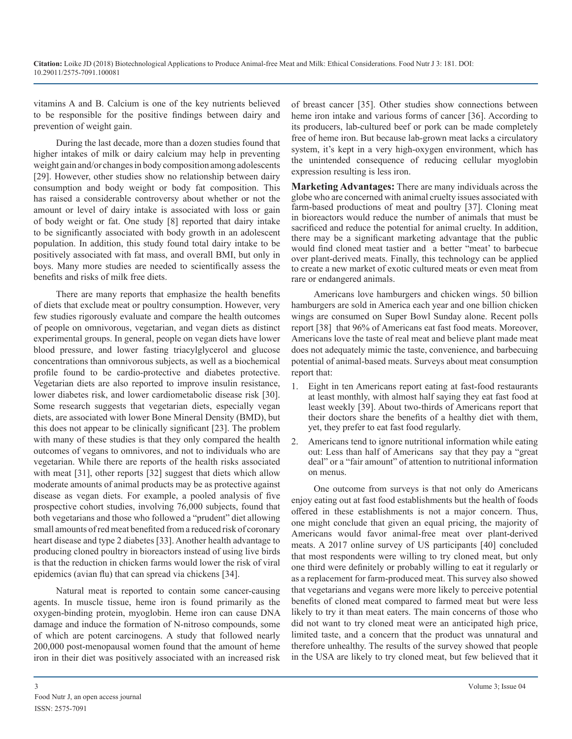vitamins A and B. Calcium is one of the key nutrients believed to be responsible for the positive findings between dairy and prevention of weight gain.

During the last decade, more than a dozen studies found that higher intakes of milk or dairy calcium may help in preventing weight gain and/or changes in body composition among adolescents [29]. However, other studies show no relationship between dairy consumption and body weight or body fat composition. This has raised a considerable controversy about whether or not the amount or level of dairy intake is associated with loss or gain of body weight or fat. One study [8] reported that dairy intake to be significantly associated with body growth in an adolescent population. In addition, this study found total dairy intake to be positively associated with fat mass, and overall BMI, but only in boys. Many more studies are needed to scientifically assess the benefits and risks of milk free diets.

There are many reports that emphasize the health benefits of diets that exclude meat or poultry consumption. However, very few studies rigorously evaluate and compare the health outcomes of people on omnivorous, vegetarian, and vegan diets as distinct experimental groups. In general, people on vegan diets have lower blood pressure, and lower fasting triacylglycerol and glucose concentrations than omnivorous subjects, as well as a biochemical profile found to be cardio-protective and diabetes protective. Vegetarian diets are also reported to improve insulin resistance, lower diabetes risk, and lower cardiometabolic disease risk [30]. Some research suggests that vegetarian diets, especially vegan diets, are associated with lower Bone Mineral Density (BMD), but this does not appear to be clinically significant [23]. The problem with many of these studies is that they only compared the health outcomes of vegans to omnivores, and not to individuals who are vegetarian. While there are reports of the health risks associated with meat [31], other reports [32] suggest that diets which allow moderate amounts of animal products may be as protective against disease as vegan diets. For example, a pooled analysis of five prospective cohort studies, involving 76,000 subjects, found that both vegetarians and those who followed a "prudent" diet allowing small amounts of red meat benefited from a reduced risk of coronary heart disease and type 2 diabetes [33]. Another health advantage to producing cloned poultry in bioreactors instead of using live birds is that the reduction in chicken farms would lower the risk of viral epidemics (avian flu) that can spread via chickens [34].

Natural meat is reported to contain some cancer-causing agents. In muscle tissue, heme iron is found primarily as the oxygen-binding protein, myoglobin. Heme iron can cause DNA damage and induce the formation of N-nitroso compounds, some of which are potent carcinogens. A study that followed nearly 200,000 post-menopausal women found that the amount of heme iron in their diet was positively associated with an increased risk of breast cancer [35]. Other studies show connections between heme iron intake and various forms of cancer [36]. According to its producers, lab-cultured beef or pork can be made completely free of heme iron. But because lab-grown meat lacks a circulatory system, it's kept in a very high-oxygen environment, which has the unintended consequence of reducing cellular myoglobin expression resulting is less iron.

**Marketing Advantages:** There are many individuals across the globe who are concerned with animal cruelty issues associated with farm-based productions of meat and poultry [37]. Cloning meat in bioreactors would reduce the number of animals that must be sacrificed and reduce the potential for animal cruelty. In addition, there may be a significant marketing advantage that the public would find cloned meat tastier and a better "meat' to barbecue over plant-derived meats. Finally, this technology can be applied to create a new market of exotic cultured meats or even meat from rare or endangered animals.

Americans love hamburgers and chicken wings. 50 billion hamburgers are sold in America each year and one billion chicken wings are consumed on Super Bowl Sunday alone. Recent polls report [38] that 96% of Americans eat fast food meats. Moreover, Americans love the taste of real meat and believe plant made meat does not adequately mimic the taste, convenience, and barbecuing potential of animal-based meats. Surveys about meat consumption report that:

1. Eight in ten Americans report eating at fast-food restaurants at least monthly, with almost half saying they eat fast food at least weekly [39]. About two-thirds of Americans report that their doctors share the benefits of a healthy diet with them, yet, they prefer to eat fast food regularly.
2. Americans tend to ignore nutritional information while eating out: Less than half of Americans say that they pay a "great deal" or a "fair amount" of attention to nutritional information on menus.

One outcome from surveys is that not only do Americans enjoy eating out at fast food establishments but the health of foods offered in these establishments is not a major concern. Thus, one might conclude that given an equal pricing, the majority of Americans would favor animal-free meat over plant-derived meats. A 2017 online survey of US participants [40] concluded that most respondents were willing to try cloned meat, but only one third were definitely or probably willing to eat it regularly or as a replacement for farm-produced meat. This survey also showed that vegetarians and vegans were more likely to perceive potential benefits of cloned meat compared to farmed meat but were less likely to try it than meat eaters. The main concerns of those who did not want to try cloned meat were an anticipated high price, limited taste, and a concern that the product was unnatural and therefore unhealthy. The results of the survey showed that people in the USA are likely to try cloned meat, but few believed that it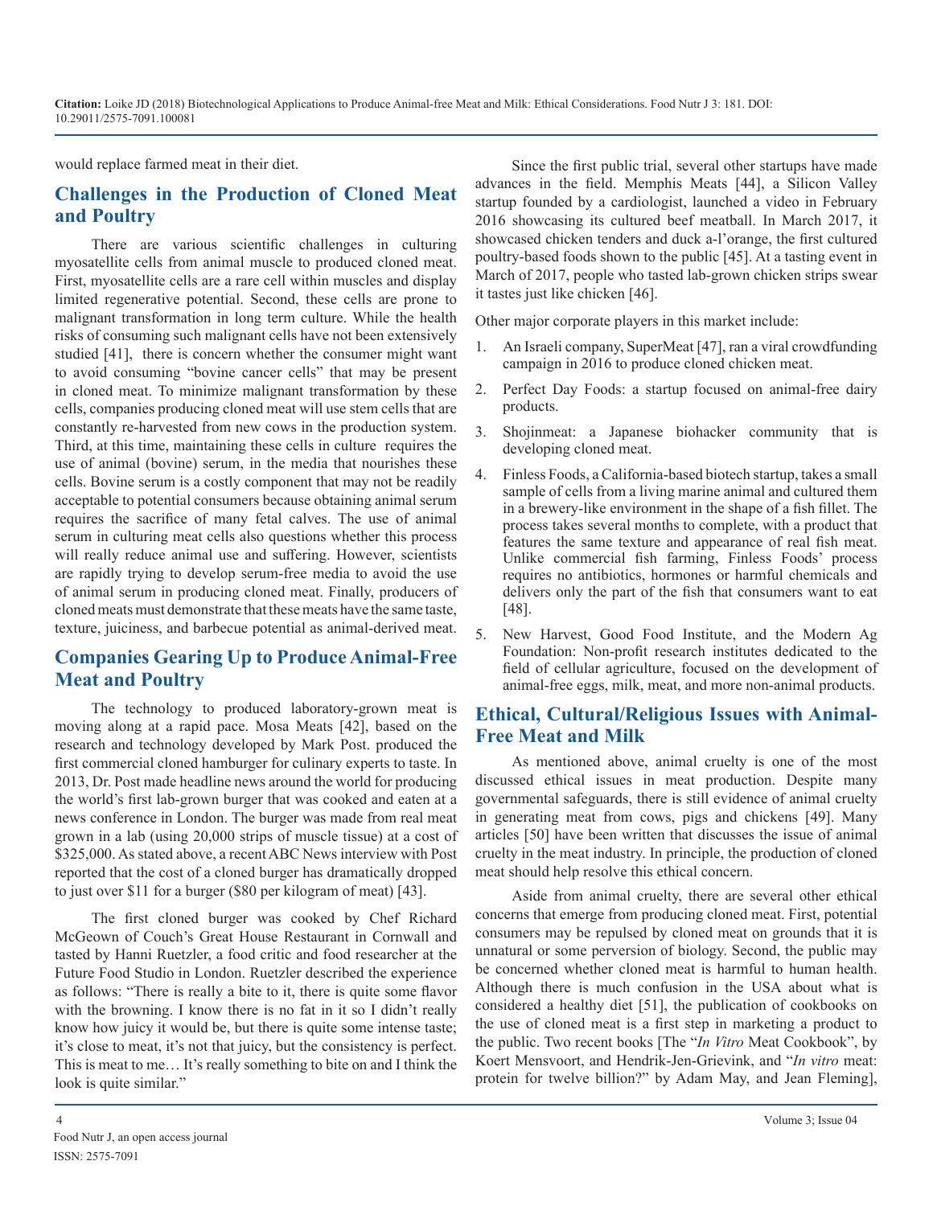would replace farmed meat in their diet.

## Challenges in the Production of Cloned Meat and Poultry

There are various scientific challenges in culturing myosatellite cells from animal muscle to produced cloned meat. First, myosatellite cells are a rare cell within muscles and display limited regenerative potential. Second, these cells are prone to malignant transformation in long term culture. While the health risks of consuming such malignant cells have not been extensively studied [41], there is concern whether the consumer might want to avoid consuming "bovine cancer cells" that may be present in cloned meat. To minimize malignant transformation by these cells, companies producing cloned meat will use stem cells that are constantly re-harvested from new cows in the production system. Third, at this time, maintaining these cells in culture requires the use of animal (bovine) serum, in the media that nourishes these cells. Bovine serum is a costly component that may not be readily acceptable to potential consumers because obtaining animal serum requires the sacrifice of many fetal calves. The use of animal serum in culturing meat cells also questions whether this process will really reduce animal use and suffering. However, scientists are rapidly trying to develop serum-free media to avoid the use of animal serum in producing cloned meat. Finally, producers of cloned meats must demonstrate that these meats have the same taste, texture, juiciness, and barbecue potential as animal-derived meat.

## Companies Gearing Up to Produce Animal-Free Meat and Poultry

The technology to produced laboratory-grown meat is moving along at a rapid pace. Mosa Meats [42], based on the research and technology developed by Mark Post. produced the first commercial cloned hamburger for culinary experts to taste. In 2013, Dr. Post made headline news around the world for producing the world's first lab-grown burger that was cooked and eaten at a news conference in London. The burger was made from real meat grown in a lab (using 20,000 strips of muscle tissue) at a cost of $325,000. As stated above, a recent ABC News interview with Post reported that the cost of a cloned burger has dramatically dropped to just over $11 for a burger ($80 per kilogram of meat) [43].

The first cloned burger was cooked by Chef Richard McGeown of Couch's Great House Restaurant in Cornwall and tasted by Hanni Ruetzler, a food critic and food researcher at the Future Food Studio in London. Ruetzler described the experience as follows: "There is really a bite to it, there is quite some flavor with the browning. I know there is no fat in it so I didn't really know how juicy it would be, but there is quite some intense taste; it's close to meat, it's not that juicy, but the consistency is perfect. This is meat to me… It's really something to bite on and I think the look is quite similar."

Since the first public trial, several other startups have made advances in the field. Memphis Meats [44], a Silicon Valley startup founded by a cardiologist, launched a video in February 2016 showcasing its cultured beef meatball. In March 2017, it showcased chicken tenders and duck a-l'orange, the first cultured poultry-based foods shown to the public [45]. At a tasting event in March of 2017, people who tasted lab-grown chicken strips swear it tastes just like chicken [46].

Other major corporate players in this market include:

1. An Israeli company, SuperMeat [47], ran a viral crowdfunding campaign in 2016 to produce cloned chicken meat.
2. Perfect Day Foods: a startup focused on animal-free dairy products.
3. Shojinmeat: a Japanese biohacker community that is developing cloned meat.
4. Finless Foods, a California-based biotech startup, takes a small sample of cells from a living marine animal and cultured them in a brewery-like environment in the shape of a fish fillet. The process takes several months to complete, with a product that features the same texture and appearance of real fish meat. Unlike commercial fish farming, Finless Foods' process requires no antibiotics, hormones or harmful chemicals and delivers only the part of the fish that consumers want to eat [48].
5. New Harvest, Good Food Institute, and the Modern Ag Foundation: Non-profit research institutes dedicated to the field of cellular agriculture, focused on the development of animal-free eggs, milk, meat, and more non-animal products.

## Ethical, Cultural/Religious Issues with Animal-Free Meat and Milk

As mentioned above, animal cruelty is one of the most discussed ethical issues in meat production. Despite many governmental safeguards, there is still evidence of animal cruelty in generating meat from cows, pigs and chickens [49]. Many articles [50] have been written that discusses the issue of animal cruelty in the meat industry. In principle, the production of cloned meat should help resolve this ethical concern.

Aside from animal cruelty, there are several other ethical concerns that emerge from producing cloned meat. First, potential consumers may be repulsed by cloned meat on grounds that it is unnatural or some perversion of biology. Second, the public may be concerned whether cloned meat is harmful to human health. Although there is much confusion in the USA about what is considered a healthy diet [51], the publication of cookbooks on the use of cloned meat is a first step in marketing a product to the public. Two recent books [The "*In Vitro* Meat Cookbook", by Koert Mensvoort, and Hendrik-Jen-Grievink, and "*In vitro* meat: protein for twelve billion?" by Adam May, and Jean Fleming],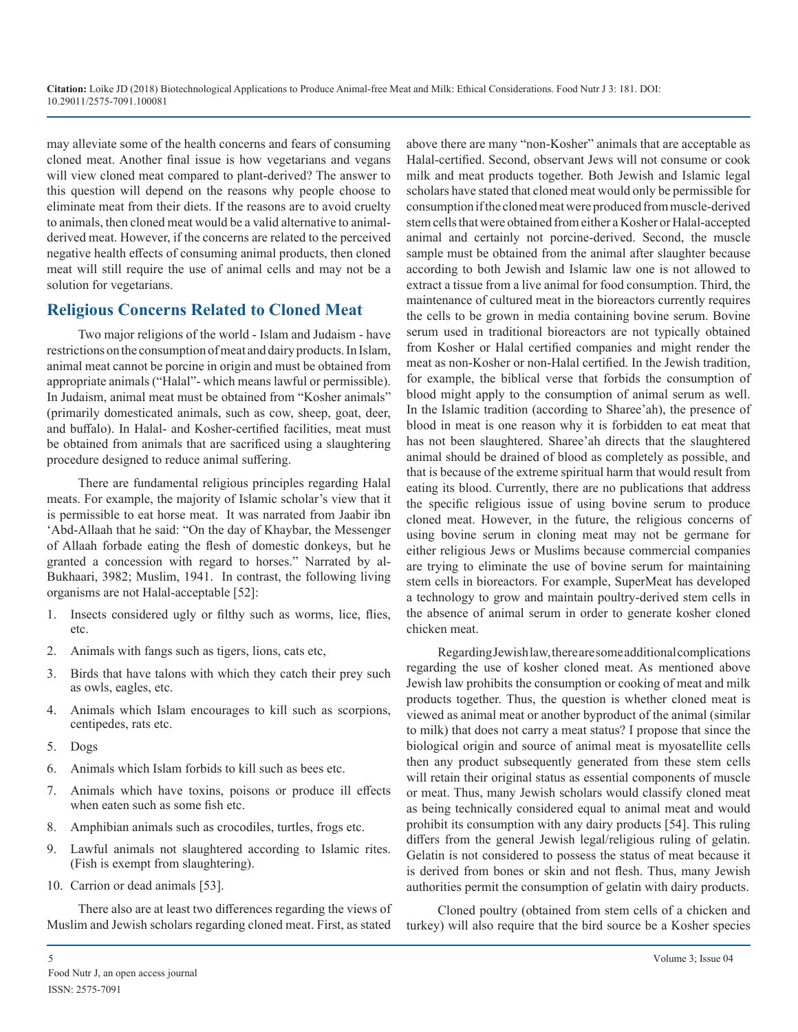may alleviate some of the health concerns and fears of consuming cloned meat. Another final issue is how vegetarians and vegans will view cloned meat compared to plant-derived? The answer to this question will depend on the reasons why people choose to eliminate meat from their diets. If the reasons are to avoid cruelty to animals, then cloned meat would be a valid alternative to animal-derived meat. However, if the concerns are related to the perceived negative health effects of consuming animal products, then cloned meat will still require the use of animal cells and may not be a solution for vegetarians.

## Religious Concerns Related to Cloned Meat

Two major religions of the world - Islam and Judaism - have restrictions on the consumption of meat and dairy products. In Islam, animal meat cannot be porcine in origin and must be obtained from appropriate animals ("Halal"- which means lawful or permissible). In Judaism, animal meat must be obtained from "Kosher animals" (primarily domesticated animals, such as cow, sheep, goat, deer, and buffalo). In Halal- and Kosher-certified facilities, meat must be obtained from animals that are sacrificed using a slaughtering procedure designed to reduce animal suffering.

There are fundamental religious principles regarding Halal meats. For example, the majority of Islamic scholar's view that it is permissible to eat horse meat. It was narrated from Jaabir ibn 'Abd-Allaah that he said: "On the day of Khaybar, the Messenger of Allaah forbade eating the flesh of domestic donkeys, but he granted a concession with regard to horses." Narrated by al-Bukhaari, 3982; Muslim, 1941. In contrast, the following living organisms are not Halal-acceptable [52]:

1. Insects considered ugly or filthy such as worms, lice, flies, etc.
2. Animals with fangs such as tigers, lions, cats etc,
3. Birds that have talons with which they catch their prey such as owls, eagles, etc.
4. Animals which Islam encourages to kill such as scorpions, centipedes, rats etc.
5. Dogs
6. Animals which Islam forbids to kill such as bees etc.
7. Animals which have toxins, poisons or produce ill effects when eaten such as some fish etc.
8. Amphibian animals such as crocodiles, turtles, frogs etc.
9. Lawful animals not slaughtered according to Islamic rites. (Fish is exempt from slaughtering).
10. Carrion or dead animals [53].

There also are at least two differences regarding the views of Muslim and Jewish scholars regarding cloned meat. First, as stated above there are many "non-Kosher" animals that are acceptable as Halal-certified. Second, observant Jews will not consume or cook milk and meat products together. Both Jewish and Islamic legal scholars have stated that cloned meat would only be permissible for consumption if the cloned meat were produced from muscle-derived stem cells that were obtained from either a Kosher or Halal-accepted animal and certainly not porcine-derived. Second, the muscle sample must be obtained from the animal after slaughter because according to both Jewish and Islamic law one is not allowed to extract a tissue from a live animal for food consumption. Third, the maintenance of cultured meat in the bioreactors currently requires the cells to be grown in media containing bovine serum. Bovine serum used in traditional bioreactors are not typically obtained from Kosher or Halal certified companies and might render the meat as non-Kosher or non-Halal certified. In the Jewish tradition, for example, the biblical verse that forbids the consumption of blood might apply to the consumption of animal serum as well. In the Islamic tradition (according to Sharee'ah), the presence of blood in meat is one reason why it is forbidden to eat meat that has not been slaughtered. Sharee'ah directs that the slaughtered animal should be drained of blood as completely as possible, and that is because of the extreme spiritual harm that would result from eating its blood. Currently, there are no publications that address the specific religious issue of using bovine serum to produce cloned meat. However, in the future, the religious concerns of using bovine serum in cloning meat may not be germane for either religious Jews or Muslims because commercial companies are trying to eliminate the use of bovine serum for maintaining stem cells in bioreactors. For example, SuperMeat has developed a technology to grow and maintain poultry-derived stem cells in the absence of animal serum in order to generate kosher cloned chicken meat.

Regarding Jewish law, there are some additional complications regarding the use of kosher cloned meat. As mentioned above Jewish law prohibits the consumption or cooking of meat and milk products together. Thus, the question is whether cloned meat is viewed as animal meat or another byproduct of the animal (similar to milk) that does not carry a meat status? I propose that since the biological origin and source of animal meat is myosatellite cells then any product subsequently generated from these stem cells will retain their original status as essential components of muscle or meat. Thus, many Jewish scholars would classify cloned meat as being technically considered equal to animal meat and would prohibit its consumption with any dairy products [54]. This ruling differs from the general Jewish legal/religious ruling of gelatin. Gelatin is not considered to possess the status of meat because it is derived from bones or skin and not flesh. Thus, many Jewish authorities permit the consumption of gelatin with dairy products.

Cloned poultry (obtained from stem cells of a chicken and turkey) will also require that the bird source be a Kosher species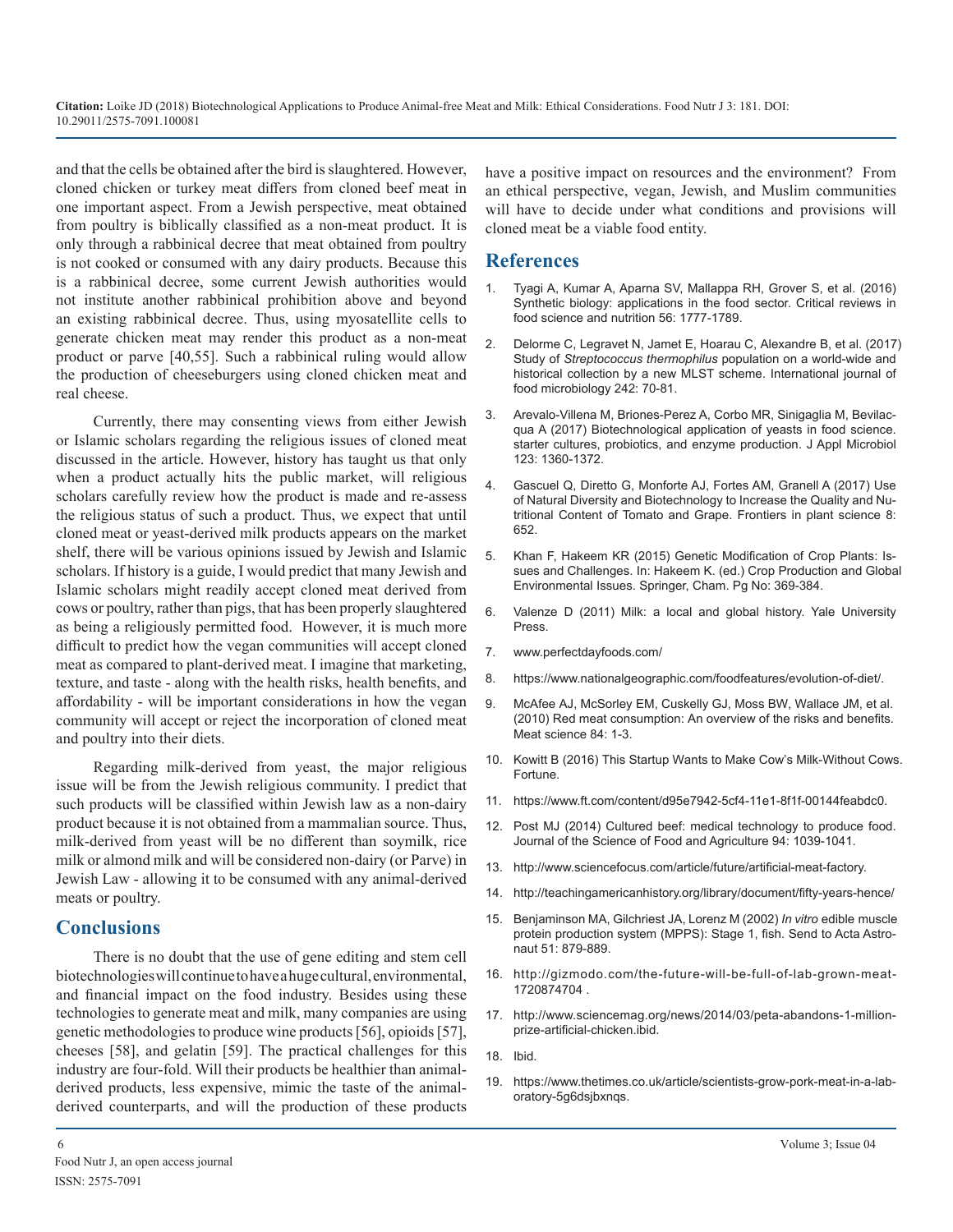and that the cells be obtained after the bird is slaughtered. However, cloned chicken or turkey meat differs from cloned beef meat in one important aspect. From a Jewish perspective, meat obtained from poultry is biblically classified as a non-meat product. It is only through a rabbinical decree that meat obtained from poultry is not cooked or consumed with any dairy products. Because this is a rabbinical decree, some current Jewish authorities would not institute another rabbinical prohibition above and beyond an existing rabbinical decree. Thus, using myosatellite cells to generate chicken meat may render this product as a non-meat product or parve [40,55]. Such a rabbinical ruling would allow the production of cheeseburgers using cloned chicken meat and real cheese.

Currently, there may consenting views from either Jewish or Islamic scholars regarding the religious issues of cloned meat discussed in the article. However, history has taught us that only when a product actually hits the public market, will religious scholars carefully review how the product is made and re-assess the religious status of such a product. Thus, we expect that until cloned meat or yeast-derived milk products appears on the market shelf, there will be various opinions issued by Jewish and Islamic scholars. If history is a guide, I would predict that many Jewish and Islamic scholars might readily accept cloned meat derived from cows or poultry, rather than pigs, that has been properly slaughtered as being a religiously permitted food. However, it is much more difficult to predict how the vegan communities will accept cloned meat as compared to plant-derived meat. I imagine that marketing, texture, and taste - along with the health risks, health benefits, and affordability - will be important considerations in how the vegan community will accept or reject the incorporation of cloned meat and poultry into their diets.

Regarding milk-derived from yeast, the major religious issue will be from the Jewish religious community. I predict that such products will be classified within Jewish law as a non-dairy product because it is not obtained from a mammalian source. Thus, milk-derived from yeast will be no different than soymilk, rice milk or almond milk and will be considered non-dairy (or Parve) in Jewish Law - allowing it to be consumed with any animal-derived meats or poultry.

## Conclusions

There is no doubt that the use of gene editing and stem cell biotechnologies will continue to have a huge cultural, environmental, and financial impact on the food industry. Besides using these technologies to generate meat and milk, many companies are using genetic methodologies to produce wine products [56], opioids [57], cheeses [58], and gelatin [59]. The practical challenges for this industry are four-fold. Will their products be healthier than animal-derived products, less expensive, mimic the taste of the animal-derived counterparts, and will the production of these products have a positive impact on resources and the environment? From an ethical perspective, vegan, Jewish, and Muslim communities will have to decide under what conditions and provisions will cloned meat be a viable food entity.

## References

1. Tyagi A, Kumar A, Aparna SV, Mallappa RH, Grover S, et al. (2016) Synthetic biology: applications in the food sector. Critical reviews in food science and nutrition 56: 1777-1789.
2. Delorme C, Legravet N, Jamet E, Hoarau C, Alexandre B, et al. (2017) Study of *Streptococcus thermophilus* population on a world-wide and historical collection by a new MLST scheme. International journal of food microbiology 242: 70-81.
3. Arevalo-Villena M, Briones-Perez A, Corbo MR, Sinigaglia M, Bevilacqua A (2017) Biotechnological application of yeasts in food science. starter cultures, probiotics, and enzyme production. J Appl Microbiol 123: 1360-1372.
4. Gascuel Q, Diretto G, Monforte AJ, Fortes AM, Granell A (2017) Use of Natural Diversity and Biotechnology to Increase the Quality and Nutritional Content of Tomato and Grape. Frontiers in plant science 8: 652.
5. Khan F, Hakeem KR (2015) Genetic Modification of Crop Plants: Issues and Challenges. In: Hakeem K. (ed.) Crop Production and Global Environmental Issues. Springer, Cham. Pg No: 369-384.
6. Valenze D (2011) Milk: a local and global history. Yale University Press.
7. www.perfectdayfoods.com/
8. https://www.nationalgeographic.com/foodfeatures/evolution-of-diet/.
9. McAfee AJ, McSorley EM, Cuskelly GJ, Moss BW, Wallace JM, et al. (2010) Red meat consumption: An overview of the risks and benefits. Meat science 84: 1-3.
10. Kowitt B (2016) This Startup Wants to Make Cow's Milk-Without Cows. Fortune.
11. https://www.ft.com/content/d95e7942-5cf4-11e1-8f1f-00144feabdc0.
12. Post MJ (2014) Cultured beef: medical technology to produce food. Journal of the Science of Food and Agriculture 94: 1039-1041.
13. http://www.sciencefocus.com/article/future/artificial-meat-factory.
14. http://teachingamericanhistory.org/library/document/fifty-years-hence/
15. Benjaminson MA, Gilchriest JA, Lorenz M (2002) *In vitro* edible muscle protein production system (MPPS): Stage 1, fish. Send to Acta Astronaut 51: 879-889.
16. http://gizmodo.com/the-future-will-be-full-of-lab-grown-meat-1720874704 .
17. http://www.sciencemag.org/news/2014/03/peta-abandons-1-million-prize-artificial-chicken.ibid.
18. Ibid.
19. https://www.thetimes.co.uk/article/scientists-grow-pork-meat-in-a-laboratory-5g6dsjbxnqs.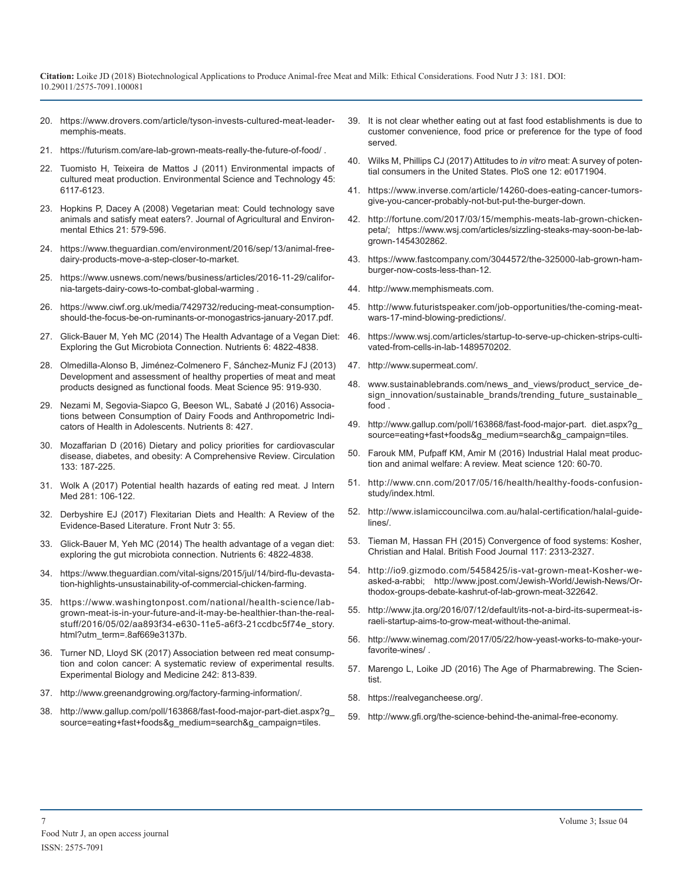20. https://www.drovers.com/article/tyson-invests-cultured-meat-leader-memphis-meats.

21. https://futurism.com/are-lab-grown-meats-really-the-future-of-food/ .

22. Tuomisto H, Teixeira de Mattos J (2011) Environmental impacts of cultured meat production. Environmental Science and Technology 45: 6117-6123.

23. Hopkins P, Dacey A (2008) Vegetarian meat: Could technology save animals and satisfy meat eaters?. Journal of Agricultural and Environmental Ethics 21: 579-596.

24. https://www.theguardian.com/environment/2016/sep/13/animal-free-dairy-products-move-a-step-closer-to-market.

25. https://www.usnews.com/news/business/articles/2016-11-29/california-targets-dairy-cows-to-combat-global-warming .

26. https://www.ciwf.org.uk/media/7429732/reducing-meat-consumption-should-the-focus-be-on-ruminants-or-monogastrics-january-2017.pdf.

27. Glick-Bauer M, Yeh MC (2014) The Health Advantage of a Vegan Diet: Exploring the Gut Microbiota Connection. Nutrients 6: 4822-4838.

28. Olmedilla-Alonso B, Jiménez-Colmenero F, Sánchez-Muniz FJ (2013) Development and assessment of healthy properties of meat and meat products designed as functional foods. Meat Science 95: 919-930.

29. Nezami M, Segovia-Siapco G, Beeson WL, Sabaté J (2016) Associations between Consumption of Dairy Foods and Anthropometric Indicators of Health in Adolescents. Nutrients 8: 427.

30. Mozaffarian D (2016) Dietary and policy priorities for cardiovascular disease, diabetes, and obesity: A Comprehensive Review. Circulation 133: 187-225.

31. Wolk A (2017) Potential health hazards of eating red meat. J Intern Med 281: 106-122.

32. Derbyshire EJ (2017) Flexitarian Diets and Health: A Review of the Evidence-Based Literature. Front Nutr 3: 55.

33. Glick-Bauer M, Yeh MC (2014) The health advantage of a vegan diet: exploring the gut microbiota connection. Nutrients 6: 4822-4838.

34. https://www.theguardian.com/vital-signs/2015/jul/14/bird-flu-devastation-highlights-unsustainability-of-commercial-chicken-farming.

35. https://www.washingtonpost.com/national/health-science/lab-grown-meat-is-in-your-future-and-it-may-be-healthier-than-the-real-stuff/2016/05/02/aa893f34-e630-11e5-a6f3-21ccdbc5f74e_story.html?utm_term=.8af669e3137b.

36. Turner ND, Lloyd SK (2017) Association between red meat consumption and colon cancer: A systematic review of experimental results. Experimental Biology and Medicine 242: 813-839.

37. http://www.greenandgrowing.org/factory-farming-information/.

38. http://www.gallup.com/poll/163868/fast-food-major-part-diet.aspx?g_source=eating+fast+foods&g_medium=search&g_campaign=tiles.

39. It is not clear whether eating out at fast food establishments is due to customer convenience, food price or preference for the type of food served.

40. Wilks M, Phillips CJ (2017) Attitudes to *in vitro* meat: A survey of potential consumers in the United States. PloS one 12: e0171904.

41. https://www.inverse.com/article/14260-does-eating-cancer-tumors-give-you-cancer-probably-not-but-put-the-burger-down.

42. http://fortune.com/2017/03/15/memphis-meats-lab-grown-chicken-peta/; https://www.wsj.com/articles/sizzling-steaks-may-soon-be-lab-grown-1454302862.

43. https://www.fastcompany.com/3044572/the-325000-lab-grown-hamburger-now-costs-less-than-12.

44. http://www.memphismeats.com.

45. http://www.futuristspeaker.com/job-opportunities/the-coming-meat-wars-17-mind-blowing-predictions/.

46. https://www.wsj.com/articles/startup-to-serve-up-chicken-strips-cultivated-from-cells-in-lab-1489570202.

47. http://www.supermeat.com/.

48. www.sustainablebrands.com/news_and_views/product_service_design_innovation/sustainable_brands/trending_future_sustainable_food .

49. http://www.gallup.com/poll/163868/fast-food-major-part. diet.aspx?g_source=eating+fast+foods&g_medium=search&g_campaign=tiles.

50. Farouk MM, Pufpaff KM, Amir M (2016) Industrial Halal meat production and animal welfare: A review. Meat science 120: 60-70.

51. http://www.cnn.com/2017/05/16/health/healthy-foods-confusion-study/index.html.

52. http://www.islamiccouncilwa.com.au/halal-certification/halal-guidelines/.

53. Tieman M, Hassan FH (2015) Convergence of food systems: Kosher, Christian and Halal. British Food Journal 117: 2313-2327.

54. http://io9.gizmodo.com/5458425/is-vat-grown-meat-Kosher-we-asked-a-rabbi; http://www.jpost.com/Jewish-World/Jewish-News/Orthodox-groups-debate-kashrut-of-lab-grown-meat-322642.

55. http://www.jta.org/2016/07/12/default/its-not-a-bird-its-supermeat-israeli-startup-aims-to-grow-meat-without-the-animal.

56. http://www.winemag.com/2017/05/22/how-yeast-works-to-make-your-favorite-wines/ .

57. Marengo L, Loike JD (2016) The Age of Pharmabrewing. The Scientist.

58. https://realvegancheese.org/.

59. http://www.gfi.org/the-science-behind-the-animal-free-economy.